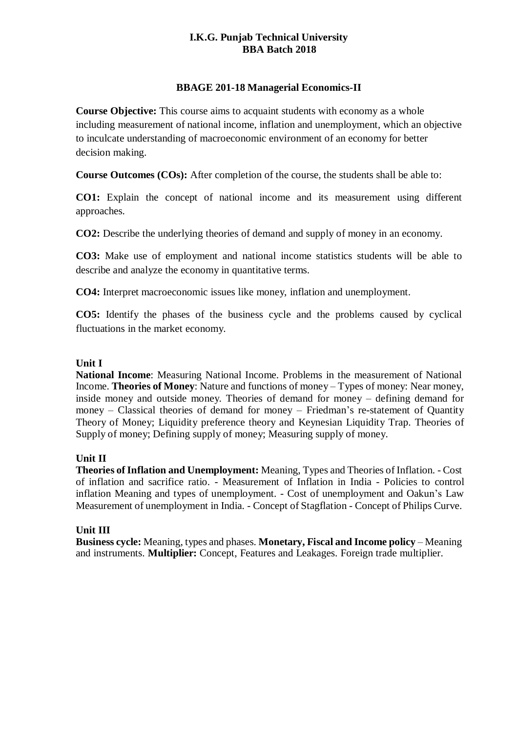# I.K.G. Punjab Technical University
## BBA Batch 2018

### BBAGE 201-18 Managerial Economics-II

**Course Objective:** This course aims to acquaint students with economy as a whole including measurement of national income, inflation and unemployment, which an objective to inculcate understanding of macroeconomic environment of an economy for better decision making.

**Course Outcomes (COs):** After completion of the course, the students shall be able to:

**CO1:** Explain the concept of national income and its measurement using different approaches.

**CO2:** Describe the underlying theories of demand and supply of money in an economy.

**CO3:** Make use of employment and national income statistics students will be able to describe and analyze the economy in quantitative terms.

**CO4:** Interpret macroeconomic issues like money, inflation and unemployment.

**CO5:** Identify the phases of the business cycle and the problems caused by cyclical fluctuations in the market economy.

**Unit I**

**National Income**: Measuring National Income. Problems in the measurement of National Income. **Theories of Money**: Nature and functions of money – Types of money: Near money, inside money and outside money. Theories of demand for money – defining demand for money – Classical theories of demand for money – Friedman's re-statement of Quantity Theory of Money; Liquidity preference theory and Keynesian Liquidity Trap. Theories of Supply of money; Defining supply of money; Measuring supply of money.

**Unit II**

**Theories of Inflation and Unemployment:** Meaning, Types and Theories of Inflation. - Cost of inflation and sacrifice ratio. - Measurement of Inflation in India - Policies to control inflation Meaning and types of unemployment. - Cost of unemployment and Oakun's Law Measurement of unemployment in India. - Concept of Stagflation - Concept of Philips Curve.

**Unit III**

**Business cycle:** Meaning, types and phases. **Monetary, Fiscal and Income policy** – Meaning and instruments. **Multiplier:** Concept, Features and Leakages. Foreign trade multiplier.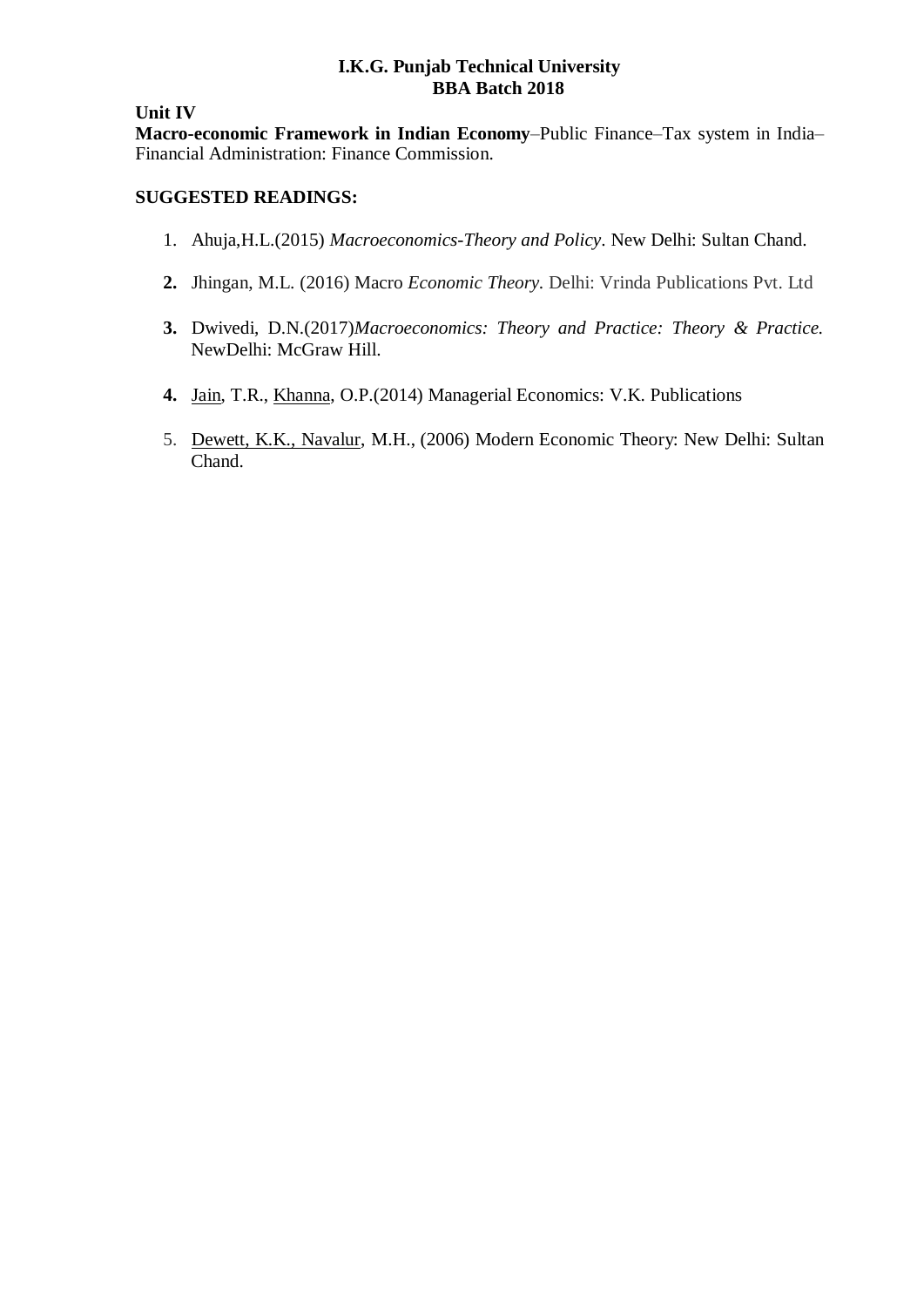**I.K.G. Punjab Technical University**
**BBA Batch 2018**

**Unit IV**

**Macro-economic Framework in Indian Economy**–Public Finance–Tax system in India–Financial Administration: Finance Commission.

**SUGGESTED READINGS:**

1. Ahuja,H.L.(2015) *Macroeconomics-Theory and Policy*. New Delhi: Sultan Chand.
2. Jhingan, M.L. (2016) Macro *Economic Theory*. Delhi: Vrinda Publications Pvt. Ltd
3. Dwivedi, D.N.(2017)*Macroeconomics: Theory and Practice: Theory & Practice.* NewDelhi: McGraw Hill.
4. Jain, T.R., Khanna, O.P.(2014) Managerial Economics: V.K. Publications
5. Dewett, K.K., Navalur, M.H., (2006) Modern Economic Theory: New Delhi: Sultan Chand.